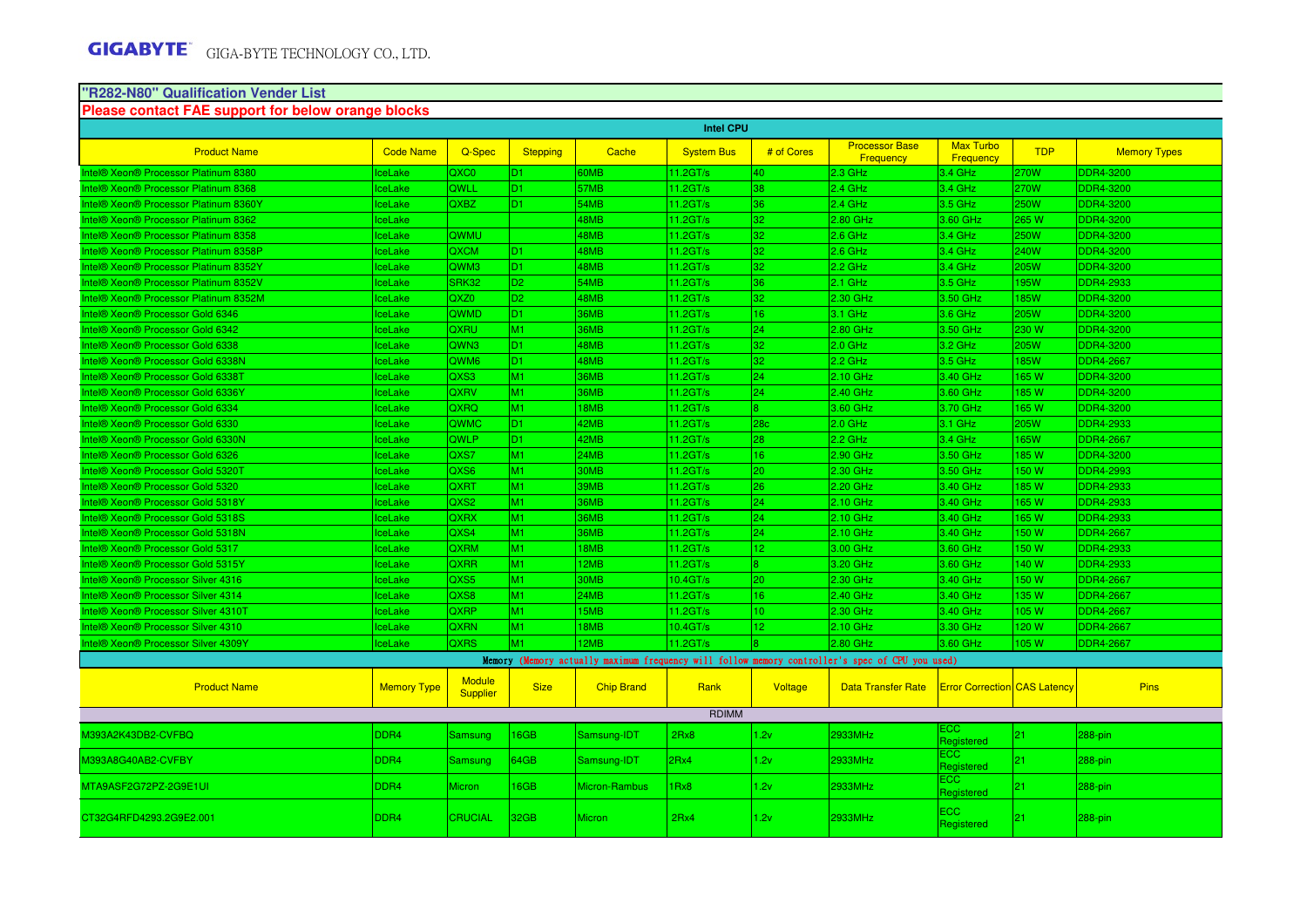GIGABYTE GIGA-BYTE TECHNOLOGY CO., LTD.

## "R282-N80" Qualification Vender List

**Please contact FAE support for below orange blocks**

| Intel CPU | | | | | | | | | | |
|---|---|---|---|---|---|---|---|---|---|---|
| Product Name | Code Name | Q-Spec | Stepping | Cache | System Bus | # of Cores | Processor Base Frequency | Max Turbo Frequency | TDP | Memory Types |
| Intel® Xeon® Processor Platinum 8380 | IceLake | QXC0 | D1 | 60MB | 11.2GT/s | 40 | 2.3 GHz | 3.4 GHz | 270W | DDR4-3200 |
| Intel® Xeon® Processor Platinum 8368 | IceLake | QWLL | D1 | 57MB | 11.2GT/s | 38 | 2.4 GHz | 3.4 GHz | 270W | DDR4-3200 |
| Intel® Xeon® Processor Platinum 8360Y | IceLake | QXBZ | D1 | 54MB | 11.2GT/s | 36 | 2.4 GHz | 3.5 GHz | 250W | DDR4-3200 |
| Intel® Xeon® Processor Platinum 8362 | IceLake | | | 48MB | 11.2GT/s | 32 | 2.80 GHz | 3.60 GHz | 265 W | DDR4-3200 |
| Intel® Xeon® Processor Platinum 8358 | IceLake | QWMU | | 48MB | 11.2GT/s | 32 | 2.6 GHz | 3.4 GHz | 250W | DDR4-3200 |
| Intel® Xeon® Processor Platinum 8358P | IceLake | QXCM | D1 | 48MB | 11.2GT/s | 32 | 2.6 GHz | 3.4 GHz | 240W | DDR4-3200 |
| Intel® Xeon® Processor Platinum 8352Y | IceLake | QWM3 | D1 | 48MB | 11.2GT/s | 32 | 2.2 GHz | 3.4 GHz | 205W | DDR4-3200 |
| Intel® Xeon® Processor Platinum 8352V | IceLake | SRK32 | D2 | 54MB | 11.2GT/s | 36 | 2.1 GHz | 3.5 GHz | 195W | DDR4-2933 |
| Intel® Xeon® Processor Platinum 8352M | IceLake | QXZ0 | D2 | 48MB | 11.2GT/s | 32 | 2.30 GHz | 3.50 GHz | 185W | DDR4-3200 |
| Intel® Xeon® Processor Gold 6346 | IceLake | QWMD | D1 | 36MB | 11.2GT/s | 16 | 3.1 GHz | 3.6 GHz | 205W | DDR4-3200 |
| Intel® Xeon® Processor Gold 6342 | IceLake | QXRU | M1 | 36MB | 11.2GT/s | 24 | 2.80 GHz | 3.50 GHz | 230 W | DDR4-3200 |
| Intel® Xeon® Processor Gold 6338 | IceLake | QWN3 | D1 | 48MB | 11.2GT/s | 32 | 2.0 GHz | 3.2 GHz | 205W | DDR4-3200 |
| Intel® Xeon® Processor Gold 6338N | IceLake | QWM6 | D1 | 48MB | 11.2GT/s | 32 | 2.2 GHz | 3.5 GHz | 185W | DDR4-2667 |
| Intel® Xeon® Processor Gold 6338T | IceLake | QXS3 | M1 | 36MB | 11.2GT/s | 24 | 2.10 GHz | 3.40 GHz | 165 W | DDR4-3200 |
| Intel® Xeon® Processor Gold 6336Y | IceLake | QXRV | M1 | 36MB | 11.2GT/s | 24 | 2.40 GHz | 3.60 GHz | 185 W | DDR4-3200 |
| Intel® Xeon® Processor Gold 6334 | IceLake | QXRQ | M1 | 18MB | 11.2GT/s | 8 | 3.60 GHz | 3.70 GHz | 165 W | DDR4-3200 |
| Intel® Xeon® Processor Gold 6330 | IceLake | QWMC | D1 | 42MB | 11.2GT/s | 28c | 2.0 GHz | 3.1 GHz | 205W | DDR4-2933 |
| Intel® Xeon® Processor Gold 6330N | IceLake | QWLP | D1 | 42MB | 11.2GT/s | 28 | 2.2 GHz | 3.4 GHz | 165W | DDR4-2667 |
| Intel® Xeon® Processor Gold 6326 | IceLake | QXS7 | M1 | 24MB | 11.2GT/s | 16 | 2.90 GHz | 3.50 GHz | 185 W | DDR4-3200 |
| Intel® Xeon® Processor Gold 5320T | IceLake | QXS6 | M1 | 30MB | 11.2GT/s | 20 | 2.30 GHz | 3.50 GHz | 150 W | DDR4-2993 |
| Intel® Xeon® Processor Gold 5320 | IceLake | QXRT | M1 | 39MB | 11.2GT/s | 26 | 2.20 GHz | 3.40 GHz | 185 W | DDR4-2933 |
| Intel® Xeon® Processor Gold 5318Y | IceLake | QXS2 | M1 | 36MB | 11.2GT/s | 24 | 2.10 GHz | 3.40 GHz | 165 W | DDR4-2933 |
| Intel® Xeon® Processor Gold 5318S | IceLake | QXRX | M1 | 36MB | 11.2GT/s | 24 | 2.10 GHz | 3.40 GHz | 165 W | DDR4-2933 |
| Intel® Xeon® Processor Gold 5318N | IceLake | QXS4 | M1 | 36MB | 11.2GT/s | 24 | 2.10 GHz | 3.40 GHz | 150 W | DDR4-2667 |
| Intel® Xeon® Processor Gold 5317 | IceLake | QXRM | M1 | 18MB | 11.2GT/s | 12 | 3.00 GHz | 3.60 GHz | 150 W | DDR4-2933 |
| Intel® Xeon® Processor Gold 5315Y | IceLake | QXRR | M1 | 12MB | 11.2GT/s | 8 | 3.20 GHz | 3.60 GHz | 140 W | DDR4-2933 |
| Intel® Xeon® Processor Silver 4316 | IceLake | QXS5 | M1 | 30MB | 10.4GT/s | 20 | 2.30 GHz | 3.40 GHz | 150 W | DDR4-2667 |
| Intel® Xeon® Processor Silver 4314 | IceLake | QXS8 | M1 | 24MB | 11.2GT/s | 16 | 2.40 GHz | 3.40 GHz | 135 W | DDR4-2667 |
| Intel® Xeon® Processor Silver 4310T | IceLake | QXRP | M1 | 15MB | 11.2GT/s | 10 | 2.30 GHz | 3.40 GHz | 105 W | DDR4-2667 |
| Intel® Xeon® Processor Silver 4310 | IceLake | QXRN | M1 | 18MB | 10.4GT/s | 12 | 2.10 GHz | 3.30 GHz | 120 W | DDR4-2667 |
| Intel® Xeon® Processor Silver 4309Y | IceLake | QXRS | M1 | 12MB | 11.2GT/s | 8 | 2.80 GHz | 3.60 GHz | 105 W | DDR4-2667 |

**Memory** (Memory actually maximum frequency will follow memory controller's spec of CPU you used)

| Product Name | Memory Type | Module Supplier | Size | Chip Brand | Rank | Voltage | Data Transfer Rate | Error Correction | CAS Latency | Pins |
|---|---|---|---|---|---|---|---|---|---|---|
| RDIMM | | | | | | | | | | |
| M393A2K43DB2-CVFBQ | DDR4 | Samsung | 16GB | Samsung-IDT | 2Rx8 | 1.2v | 2933MHz | ECC Registered | 21 | 288-pin |
| M393A8G40AB2-CVFBY | DDR4 | Samsung | 64GB | Samsung-IDT | 2Rx4 | 1.2v | 2933MHz | ECC Registered | 21 | 288-pin |
| MTA9ASF2G72PZ-2G9E1UI | DDR4 | Micron | 16GB | Micron-Rambus | 1Rx8 | 1.2v | 2933MHz | ECC Registered | 21 | 288-pin |
| CT32G4RFD4293.2G9E2.001 | DDR4 | CRUCIAL | 32GB | Micron | 2Rx4 | 1.2v | 2933MHz | ECC Registered | 21 | 288-pin |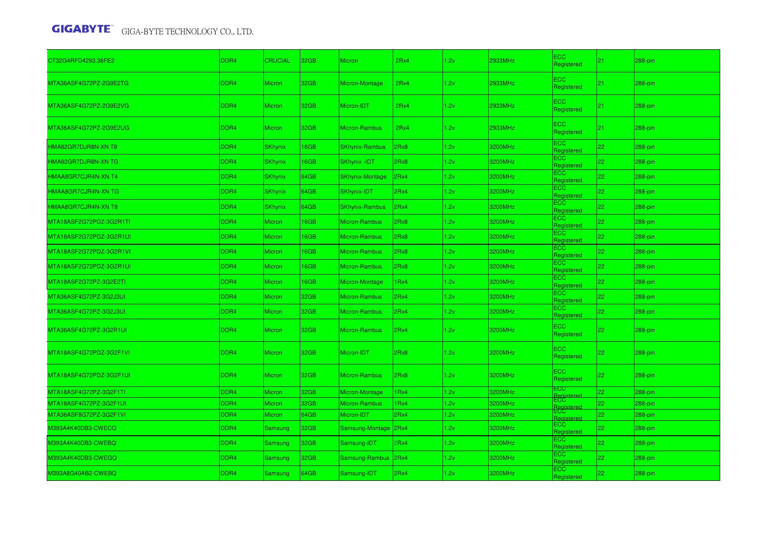| | | | | | | | | | | |
|---|---|---|---|---|---|---|---|---|---|---|
| CT32G4RFD4293.36FE2 | DDR4 | CRUCIAL | 32GB | Micron | 2Rx4 | 1.2v | 2933MHz | ECC Registered | 21 | 288-pin |
| MTA36ASF4G72PZ-2G9E2TG | DDR4 | Micron | 32GB | Micron-Montage | 2Rx4 | 1.2v | 2933MHz | ECC Registered | 21 | 288-pin |
| MTA36ASF4G72PZ-2G9E2VG | DDR4 | Micron | 32GB | Micron-IDT | 2Rx4 | 1.2v | 2933MHz | ECC Registered | 21 | 288-pin |
| MTA36ASF4G72PZ-2G9E2UG | DDR4 | Micron | 32GB | Micron-Rambus | 2Rx4 | 1.2v | 2933MHz | ECC Registered | 21 | 288-pin |
| HMA82GR7DJR8N-XN T8 | DDR4 | SKhynix | 16GB | SKhynix-Rambus | 2Rx8 | 1.2v | 3200MHz | ECC Registered | 22 | 288-pin |
| HMA82GR7DJR8N-XN TG | DDR4 | SKhynix | 16GB | SKhynix -IDT | 2Rx8 | 1.2v | 3200MHz | ECC Registered | 22 | 288-pin |
| HMAA8GR7CJR4N-XN T4 | DDR4 | SKhynix | 64GB | SKhynix-Montage | 2Rx4 | 1.2v | 3200MHz | ECC Registered | 22 | 288-pin |
| HMAA8GR7CJR4N-XN TG | DDR4 | SKhynix | 64GB | SKhynix-IDT | 2Rx4 | 1.2v | 3200MHz | ECC Registered | 22 | 288-pin |
| HMAA8GR7CJR4N-XN T8 | DDR4 | SKhynix | 64GB | SKhynix-Rambus | 2Rx4 | 1.2v | 3200MHz | ECC Registered | 22 | 288-pin |
| MTA18ASF2G72PDZ-3G2R1TI | DDR4 | Micron | 16GB | Micron-Rambus | 2Rx8 | 1.2v | 3200MHz | ECC Registered | 22 | 288-pin |
| MTA18ASF2G72PDZ-3G2R1UI | DDR4 | Micron | 16GB | Micron-Rambus | 2Rx8 | 1.2v | 3200MHz | ECC Registered | 22 | 288-pin |
| MTA18ASF2G72PDZ-3G2R1VI | DDR4 | Micron | 16GB | Micron-Rambus | 2Rx8 | 1.2v | 3200MHz | ECC Registered | 22 | 288-pin |
| MTA18ASF2G72PDZ-3G2R1UI | DDR4 | Micron | 16GB | Micron-Rambus | 2Rx8 | 1.2v | 3200MHz | ECC Registered | 22 | 288-pin |
| MTA18ASF2G72PZ-3G2E2TI | DDR4 | Micron | 16GB | Micron-Montage | 1Rx4 | 1.2v | 3200MHz | ECC Registered | 22 | 288-pin |
| MTA36ASF4G72PZ-3G2J3UI | DDR4 | Micron | 32GB | Micron-Rambus | 2Rx4 | 1.2v | 3200MHz | ECC Registered | 22 | 288-pin |
| MTA36ASF4G72PZ-3G2J3UI | DDR4 | Micron | 32GB | Micron-Rambus | 2Rx4 | 1.2v | 3200MHz | ECC Registered | 22 | 288-pin |
| MTA36ASF4G72PZ-3G2R1UI | DDR4 | Micron | 32GB | Micron-Rambus | 2Rx4 | 1.2v | 3200MHz | ECC Registered | 22 | 288-pin |
| MTA18ASF4G72PDZ-3G2F1VI | DDR4 | Micron | 32GB | Micron-IDT | 2Rx8 | 1.2v | 3200MHz | ECC Registered | 22 | 288-pin |
| MTA18ASF4G72PDZ-3G2F1UI | DDR4 | Micron | 32GB | Micron-Rambus | 2Rx8 | 1.2v | 3200MHz | ECC Registered | 22 | 288-pin |
| MTA18ASF4G72PZ-3G2F1TI | DDR4 | Micron | 32GB | Micron-Montage | 1Rx4 | 1.2v | 3200MHz | ECC Registered | 22 | 288-pin |
| MTA18ASF4G72PZ-3G2F1UI | DDR4 | Micron | 32GB | Micron-Rambus | 1Rx4 | 1.2v | 3200MHz | ECC Registered | 22 | 288-pin |
| MTA36ASF8G72PZ-3G2F1VI | DDR4 | Micron | 64GB | Micron-IDT | 2Rx4 | 1.2v | 3200MHz | ECC Registered | 22 | 288-pin |
| M393A4K40DB3-CWECQ | DDR4 | Samsung | 32GB | Samsung-Montage | 2Rx4 | 1.2v | 3200MHz | ECC Registered | 22 | 288-pin |
| M393A4K40DB3-CWEBQ | DDR4 | Samsung | 32GB | Samsung-IDT | 2Rx4 | 1.2v | 3200MHz | ECC Registered | 22 | 288-pin |
| M393A4K40DB3-CWEGQ | DDR4 | Samsung | 32GB | Samsung-Rambus | 2Rx4 | 1.2v | 3200MHz | ECC Registered | 22 | 288-pin |
| M393A8G40AB2-CWEBQ | DDR4 | Samsung | 64GB | Samsung-IDT | 2Rx4 | 1.2v | 3200MHz | ECC Registered | 22 | 288-pin |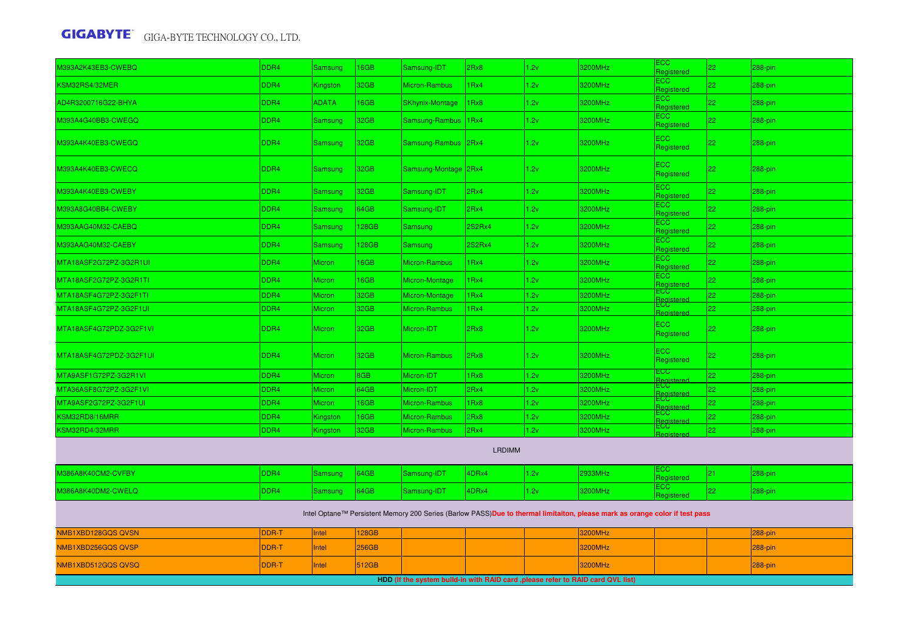| | | | | | | | | | | |
|---|---|---|---|---|---|---|---|---|---|---|
| M393A2K43EB3-CWEBQ | DDR4 | Samsung | 16GB | Samsung-IDT | 2Rx8 | 1.2v | 3200MHz | ECC Registered | 22 | 288-pin |
| KSM32RS4/32MER | DDR4 | Kingston | 32GB | Micron-Rambus | 1Rx4 | 1.2v | 3200MHz | ECC Registered | 22 | 288-pin |
| AD4R3200716G22-BHYA | DDR4 | ADATA | 16GB | SKhynix-Montage | 1Rx8 | 1.2v | 3200MHz | ECC Registered | 22 | 288-pin |
| M393A4G40BB3-CWEGQ | DDR4 | Samsung | 32GB | Samsung-Rambus | 1Rx4 | 1.2v | 3200MHz | ECC Registered | 22 | 288-pin |
| M393A4K40EB3-CWEGQ | DDR4 | Samsung | 32GB | Samsung-Rambus | 2Rx4 | 1.2v | 3200MHz | ECC Registered | 22 | 288-pin |
| M393A4K40EB3-CWECQ | DDR4 | Samsung | 32GB | Samsung-Montage | 2Rx4 | 1.2v | 3200MHz | ECC Registered | 22 | 288-pin |
| M393A4K40EB3-CWEBY | DDR4 | Samsung | 32GB | Samsung-IDT | 2Rx4 | 1.2v | 3200MHz | ECC Registered | 22 | 288-pin |
| M393A8G40BB4-CWEBY | DDR4 | Samsung | 64GB | Samsung-IDT | 2Rx4 | 1.2v | 3200MHz | ECC Registered | 22 | 288-pin |
| M393AAG40M32-CAEBQ | DDR4 | Samsung | 128GB | Samsung | 2S2Rx4 | 1.2v | 3200MHz | ECC Registered | 22 | 288-pin |
| M393AAG40M32-CAEBY | DDR4 | Samsung | 128GB | Samsung | 2S2Rx4 | 1.2v | 3200MHz | ECC Registered | 22 | 288-pin |
| MTA18ASF2G72PZ-3G2R1UI | DDR4 | Micron | 16GB | Micron-Rambus | 1Rx4 | 1.2v | 3200MHz | ECC Registered | 22 | 288-pin |
| MTA18ASF2G72PZ-3G2R1TI | DDR4 | Micron | 16GB | Micron-Montage | 1Rx4 | 1.2v | 3200MHz | ECC Registered | 22 | 288-pin |
| MTA18ASF4G72PZ-3G2F1TI | DDR4 | Micron | 32GB | Micron-Montage | 1Rx4 | 1.2v | 3200MHz | ECC Registered | 22 | 288-pin |
| MTA18ASF4G72PZ-3G2F1UI | DDR4 | Micron | 32GB | Micron-Rambus | 1Rx4 | 1.2v | 3200MHz | ECC Registered | 22 | 288-pin |
| MTA18ASF4G72PDZ-3G2F1VI | DDR4 | Micron | 32GB | Micron-IDT | 2Rx8 | 1.2v | 3200MHz | ECC Registered | 22 | 288-pin |
| MTA18ASF4G72PDZ-3G2F1UI | DDR4 | Micron | 32GB | Micron-Rambus | 2Rx8 | 1.2v | 3200MHz | ECC Registered | 22 | 288-pin |
| MTA9ASF1G72PZ-3G2R1VI | DDR4 | Micron | 8GB | Micron-IDT | 1Rx8 | 1.2v | 3200MHz | ECC Registered | 22 | 288-pin |
| MTA36ASF8G72PZ-3G2F1VI | DDR4 | Micron | 64GB | Micron-IDT | 2Rx4 | 1.2v | 3200MHz | ECC Registered | 22 | 288-pin |
| MTA9ASF2G72PZ-3G2F1UI | DDR4 | Micron | 16GB | Micron-Rambus | 1Rx8 | 1.2v | 3200MHz | ECC Registered | 22 | 288-pin |
| KSM32RD8/16MRR | DDR4 | Kingston | 16GB | Micron-Rambus | 2Rx8 | 1.2v | 3200MHz | ECC Registered | 22 | 288-pin |
| KSM32RD4/32MRR | DDR4 | Kingston | 32GB | Micron-Rambus | 2Rx4 | 1.2v | 3200MHz | ECC Registered | 22 | 288-pin |
| LRDIMM | | | | | | | | | | |
| M386A8K40CM2-CVFBY | DDR4 | Samsung | 64GB | Samsung-IDT | 4DRx4 | 1.2v | 2933MHz | ECC Registered | 21 | 288-pin |
| M386A8K40DM2-CWELQ | DDR4 | Samsung | 64GB | Samsung-IDT | 4DRx4 | 1.2v | 3200MHz | ECC Registered | 22 | 288-pin |
| Intel Optane™ Persistent Memory 200 Series (Barlow PASS) **Due to thermal limitaiton, please mark as orange color if test pass** | | | | | | | | | | |
| NMB1XBD128GQS QVSN | DDR-T | Intel | 128GB | | | | 3200MHz | | | 288-pin |
| NMB1XBD256GQS QVSP | DDR-T | Intel | 256GB | | | | 3200MHz | | | 288-pin |
| NMB1XBD512GQS QVSQ | DDR-T | Intel | 512GB | | | | 3200MHz | | | 288-pin |
| **HDD (If the system build-in with RAID card ,please refer to RAID card QVL list)** | | | | | | | | | | |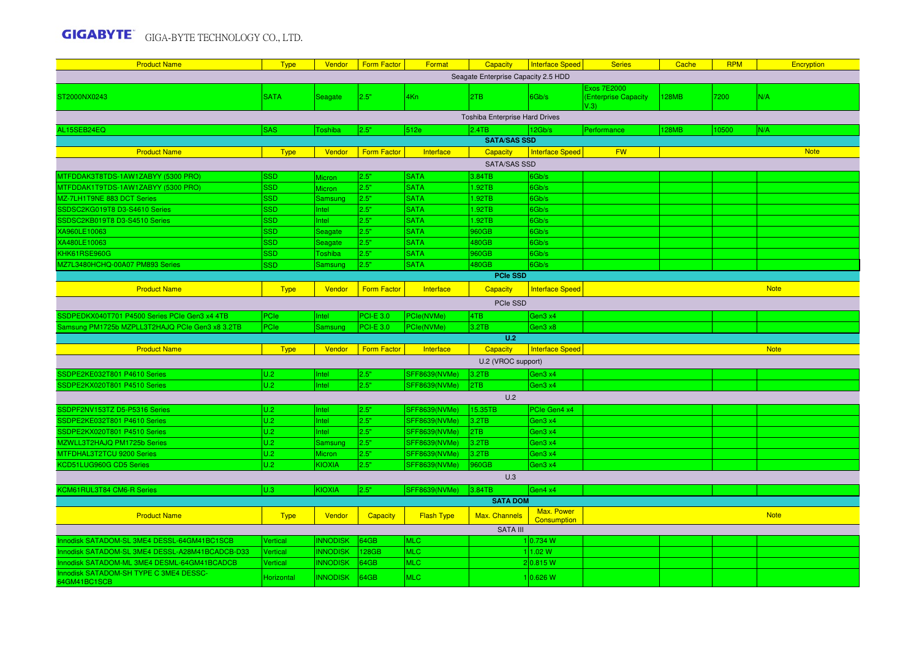| Product Name | Type | Vendor | Form Factor | Format | Capacity | Interface Speed | Series | Cache | RPM | Encryption |
|---|---|---|---|---|---|---|---|---|---|---|
| Seagate Enterprise Capacity 2.5 HDD | | | | | | | | | | |
| ST2000NX0243 | SATA | Seagate | 2.5" | 4Kn | 2TB | 6Gb/s | Exos 7E2000 (Enterprise Capacity V.3) | 128MB | 7200 | N/A |
| Toshiba Enterprise Hard Drives | | | | | | | | | | |
| AL15SEB24EQ | SAS | Toshiba | 2.5" | 512e | 2.4TB | 12Gb/s | Performance | 128MB | 10500 | N/A |

**SATA/SAS SSD**

| Product Name | Type | Vendor | Form Factor | Interface | Capacity | Interface Speed | FW | Note |
|---|---|---|---|---|---|---|---|---|
| SATA/SAS SSD | | | | | | | | |
| MTFDDAK3T8TDS-1AW1ZABYY (5300 PRO) | SSD | Micron | 2.5" | SATA | 3.84TB | 6Gb/s | | |
| MTFDDAK1T9TDS-1AW1ZABYY (5300 PRO) | SSD | Micron | 2.5" | SATA | 1.92TB | 6Gb/s | | |
| MZ-7LH1T9NE 883 DCT Series | SSD | Samsung | 2.5" | SATA | 1.92TB | 6Gb/s | | |
| SSDSC2KG019T8 D3-S4610 Series | SSD | Intel | 2.5" | SATA | 1.92TB | 6Gb/s | | |
| SSDSC2KB019T8 D3-S4510 Series | SSD | Intel | 2.5" | SATA | 1.92TB | 6Gb/s | | |
| XA960LE10063 | SSD | Seagate | 2.5" | SATA | 960GB | 6Gb/s | | |
| XA480LE10063 | SSD | Seagate | 2.5" | SATA | 480GB | 6Gb/s | | |
| KHK61RSE960G | SSD | Toshiba | 2.5" | SATA | 960GB | 6Gb/s | | |
| MZ7L3480HCHQ-00A07 PM893 Series | SSD | Samsung | 2.5" | SATA | 480GB | 6Gb/s | | |

**PCIe SSD**

| Product Name | Type | Vendor | Form Factor | Interface | Capacity | Interface Speed | Note |
|---|---|---|---|---|---|---|---|
| PCIe SSD | | | | | | | |
| SSDPEDKX040T701 P4500 Series PCIe Gen3 x4 4TB | PCIe | Intel | PCI-E 3.0 | PCIe(NVMe) | 4TB | Gen3 x4 | |
| Samsung PM1725b MZPLL3T2HAJQ PCIe Gen3 x8 3.2TB | PCIe | Samsung | PCI-E 3.0 | PCIe(NVMe) | 3.2TB | Gen3 x8 | |

**U.2**

| Product Name | Type | Vendor | Form Factor | Interface | Capacity | Interface Speed | Note |
|---|---|---|---|---|---|---|---|
| U.2 (VROC support) | | | | | | | |
| SSDPE2KE032T801 P4610 Series | U.2 | Intel | 2.5" | SFF8639(NVMe) | 3.2TB | Gen3 x4 | |
| SSDPE2KX020T801 P4510 Series | U.2 | Intel | 2.5" | SFF8639(NVMe) | 2TB | Gen3 x4 | |
| U.2 | | | | | | | |
| SSDPF2NV153TZ D5-P5316 Series | U.2 | Intel | 2.5" | SFF8639(NVMe) | 15.35TB | PCIe Gen4 x4 | |
| SSDPE2KE032T801 P4610 Series | U.2 | Intel | 2.5" | SFF8639(NVMe) | 3.2TB | Gen3 x4 | |
| SSDPE2KX020T801 P4510 Series | U.2 | Intel | 2.5" | SFF8639(NVMe) | 2TB | Gen3 x4 | |
| MZWLL3T2HAJQ PM1725b Series | U.2 | Samsung | 2.5" | SFF8639(NVMe) | 3.2TB | Gen3 x4 | |
| MTFDHAL3T2TCU 9200 Series | U.2 | Micron | 2.5" | SFF8639(NVMe) | 3.2TB | Gen3 x4 | |
| KCD51LUG960G CD5 Series | U.2 | KIOXIA | 2.5" | SFF8639(NVMe) | 960GB | Gen3 x4 | |
| U.3 | | | | | | | |
| KCM61RUL3T84 CM6-R Series | U.3 | KIOXIA | 2.5" | SFF8639(NVMe) | 3.84TB | Gen4 x4 | |

**SATA DOM**

| Product Name | Type | Vendor | Capacity | Flash Type | Max. Channels | Max. Power Consumption | Note |
|---|---|---|---|---|---|---|---|
| SATA III | | | | | | | |
| Innodisk SATADOM-SL 3ME4 DESSL-64GM41BC1SCB | Vertical | INNODISK | 64GB | MLC | 1 | 0.734 W | |
| Innodisk SATADOM-SL 3ME4 DESSL-A28M41BCADCB-D33 | Vertical | INNODISK | 128GB | MLC | 1 | 1.02 W | |
| Innodisk SATADOM-ML 3ME4 DESML-64GM41BCADCB | Vertical | INNODISK | 64GB | MLC | 2 | 0.815 W | |
| Innodisk SATADOM-SH TYPE C 3ME4 DESSC-64GM41BC1SCB | Horizontal | INNODISK | 64GB | MLC | 1 | 0.626 W | |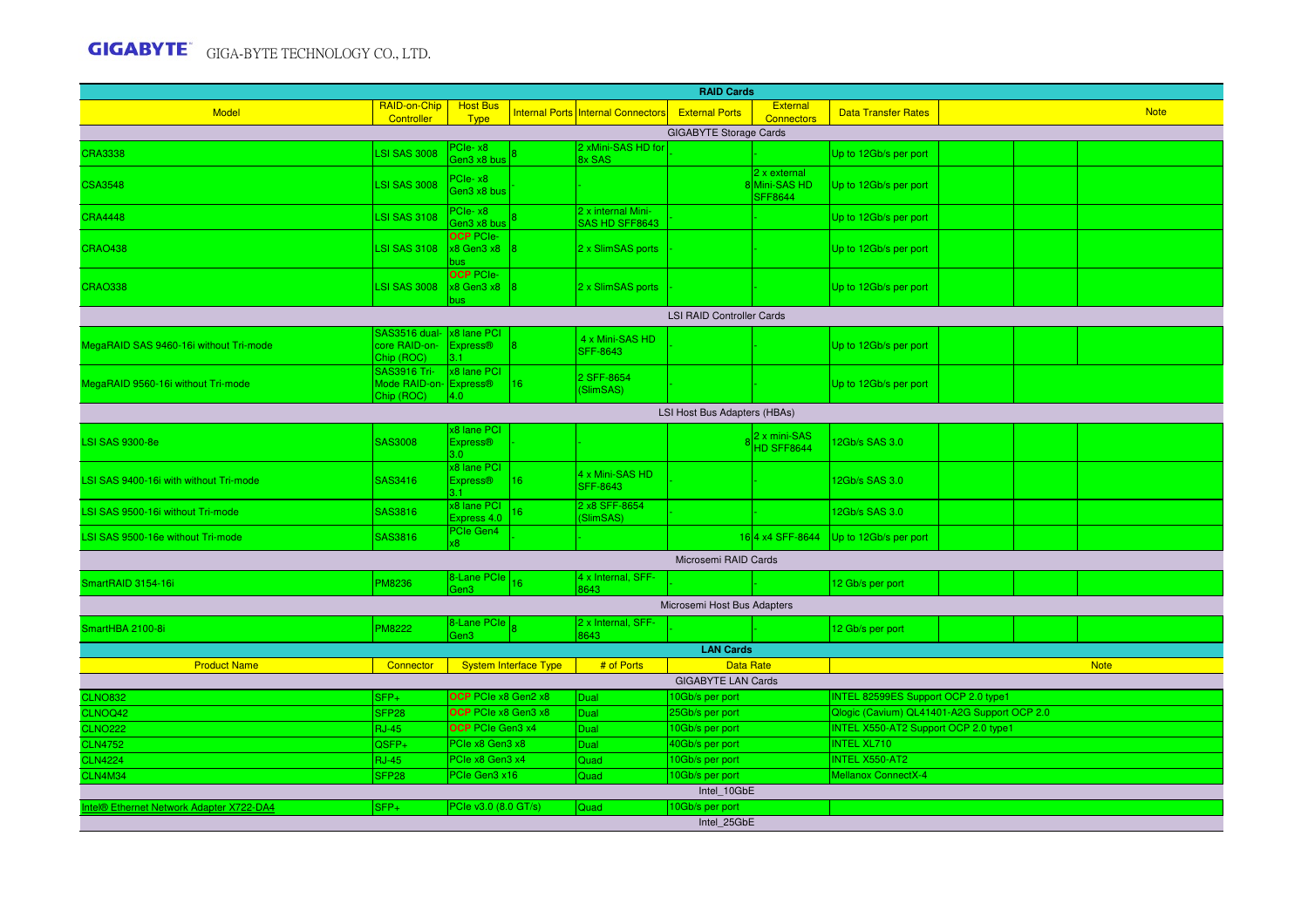## RAID Cards

| Model | RAID-on-Chip Controller | Host Bus Type | Internal Ports | Internal Connectors | External Ports | External Connectors | Data Transfer Rates | Note |
|---|---|---|---|---|---|---|---|---|
| GIGABYTE Storage Cards | | | | | | | | |
| CRA3338 | LSI SAS 3008 | PCIe- x8 Gen3 x8 bus | 8 | 2 xMini-SAS HD for 8x SAS | - | - | Up to 12Gb/s per port | |
| CSA3548 | LSI SAS 3008 | PCIe- x8 Gen3 x8 bus | - | - | 8 | 2 x external Mini-SAS HD SFF8644 | Up to 12Gb/s per port | |
| CRA4448 | LSI SAS 3108 | PCIe- x8 Gen3 x8 bus | 8 | 2 x internal Mini-SAS HD SFF8643 | - | - | Up to 12Gb/s per port | |
| CRAO438 | LSI SAS 3108 | OCP PCIe- x8 Gen3 x8 bus | 8 | 2 x SlimSAS ports | - | - | Up to 12Gb/s per port | |
| CRAO338 | LSI SAS 3008 | OCP PCIe- x8 Gen3 x8 bus | 8 | 2 x SlimSAS ports | - | - | Up to 12Gb/s per port | |
| LSI RAID Controller Cards | | | | | | | | |
| MegaRAID SAS 9460-16i without Tri-mode | SAS3516 dual-core RAID-on-Chip (ROC) | x8 lane PCI Express® 3.1 | 8 | 4 x Mini-SAS HD SFF-8643 | - | - | Up to 12Gb/s per port | |
| MegaRAID 9560-16i without Tri-mode | SAS3916 Tri-Mode RAID-on-Chip (ROC) | x8 lane PCI Express® 4.0 | 16 | 2 SFF-8654 (SlimSAS) | - | - | Up to 12Gb/s per port | |
| LSI Host Bus Adapters (HBAs) | | | | | | | | |
| LSI SAS 9300-8e | SAS3008 | x8 lane PCI Express® 3.0 | - | | 8 | 2 x mini-SAS HD SFF8644 | 12Gb/s SAS 3.0 | |
| LSI SAS 9400-16i with without Tri-mode | SAS3416 | x8 lane PCI Express® 3.1 | 16 | 4 x Mini-SAS HD SFF-8643 | - | - | 12Gb/s SAS 3.0 | |
| LSI SAS 9500-16i without Tri-mode | SAS3816 | x8 lane PCI Express 4.0 | 16 | 2 x8 SFF-8654 (SlimSAS) | - | - | 12Gb/s SAS 3.0 | |
| LSI SAS 9500-16e without Tri-mode | SAS3816 | PCIe Gen4 x8 | - | - | 16 | 4 x4 SFF-8644 | Up to 12Gb/s per port | |
| Microsemi RAID Cards | | | | | | | | |
| SmartRAID 3154-16i | PM8236 | 8-Lane PCIe Gen3 | 16 | 4 x Internal, SFF-8643 | - | - | 12 Gb/s per port | |
| Microsemi Host Bus Adapters | | | | | | | | |
| SmartHBA 2100-8i | PM8222 | 8-Lane PCIe Gen3 | 8 | 2 x Internal, SFF-8643 | - | - | 12 Gb/s per port | |

## LAN Cards

| Product Name | Connector | System Interface Type | # of Ports | Data Rate | Note |
|---|---|---|---|---|---|
| GIGABYTE LAN Cards | | | | | |
| CLNO832 | SFP+ | OCP PCIe x8 Gen2 x8 | Dual | 10Gb/s per port | INTEL 82599ES Support OCP 2.0 type1 |
| CLNOQ42 | SFP28 | OCP PCIe x8 Gen3 x8 | Dual | 25Gb/s per port | Qlogic (Cavium) QL41401-A2G Support OCP 2.0 |
| CLNO222 | RJ-45 | OCP PCIe Gen3 x4 | Dual | 10Gb/s per port | INTEL X550-AT2 Support OCP 2.0 type1 |
| CLN4752 | QSFP+ | PCIe x8 Gen3 x8 | Dual | 40Gb/s per port | INTEL XL710 |
| CLN4224 | RJ-45 | PCIe x8 Gen3 x4 | Quad | 10Gb/s per port | INTEL X550-AT2 |
| CLN4M34 | SFP28 | PCIe Gen3 x16 | Quad | 10Gb/s per port | Mellanox ConnectX-4 |
| Intel_10GbE | | | | | |
| Intel® Ethernet Network Adapter X722-DA4 | SFP+ | PCIe v3.0 (8.0 GT/s) | Quad | 10Gb/s per port | |
| Intel_25GbE | | | | | |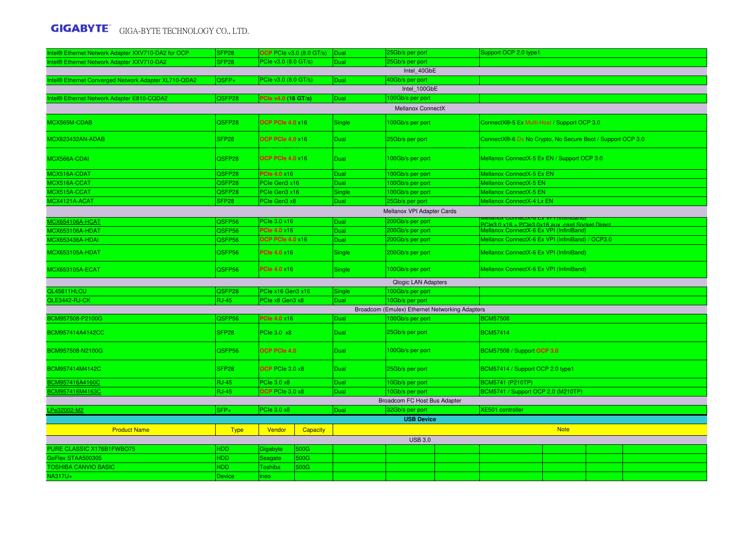| | | | | | |
|---|---|---|---|---|---|
| Intel® Ethernet Network Adapter XXV710-DA2 for OCP | SFP28 | OCP PCIe v3.0 (8.0 GT/s) | Dual | 25Gb/s per port | Support OCP 2.0 type1 |
| Intel® Ethernet Network Adapter XXV710-DA2 | SFP28 | PCIe v3.0 (8.0 GT/s) | Dual | 25Gb/s per port | |
| Intel_40GbE | | | | | |
| Intel® Ethernet Converged Network Adapter XL710-QDA2 | QSFP+ | PCIe v3.0 (8.0 GT/s) | Dual | 40Gb/s per port | |
| Intel_100GbE | | | | | |
| Intel® Ethernet Network Adapter E810-CQDA2 | QSFP28 | PCIe v4.0 (16 GT/s) | Dual | 100Gb/s per port | |
| Mellanox ConnectX | | | | | |
| MCX565M-CDAB | QSFP28 | OCP PCIe 4.0 x16 | Single | 100Gb/s per port | ConnectX®-5 Ex Multi-Host / Support OCP 3.0 |
| MCX623432AN-ADAB | SFP28 | OCP PCIe 4.0 x16 | Dual | 25Gb/s per port | ConnectX®-6 Dx No Crypto, No Secure Boot / Support OCP 3.0 |
| MCX566A-CDAI | QSFP28 | OCP PCIe 4.0 x16 | Dual | 100Gb/s per port | Mellanox ConnectX-5 Ex EN / Support OCP 3.0 |
| MCX516A-CDAT | QSFP28 | PCIe 4.0 x16 | Dual | 100Gb/s per port | Mellanox ConnectX-5 Ex EN |
| MCX516A-CCAT | QSFP28 | PCIe Gen3 x16 | Dual | 100Gb/s per port | Mellanox ConnectX-5 EN |
| MCX515A-CCAT | QSFP28 | PCIe Gen3 x16 | Single | 100Gb/s per port | Mellanox ConnectX-5 EN |
| MCX4121A-ACAT | SFP28 | PCIe Gen3 x8 | Dual | 25Gb/s per port | Mellanox ConnectX-4 Lx EN |
| Mellanox VPI Adapter Cards | | | | | |
| MCX654106A-HCAT | QSFP56 | PCIe 3.0 x16 | Dual | 200Gb/s per port | Mellanox ConnectX-6 Ex VPI (InfiniBand) PCIe3.0 x16 + PCIe3.0x16 aux. card Socket Direct |
| MCX653106A-HDAT | QSFP56 | PCIe 4.0 x16 | Dual | 200Gb/s per port | Mellanox ConnectX-6 Ex VPI (InfiniBand) |
| MCX653436A-HDAI | QSFP56 | OCP PCIe 4.0 x16 | Dual | 200Gb/s per port | Mellanox ConnectX-6 Ex VPI (InfiniBand) / OCP3.0 |
| MCX653105A-HDAT | QSFP56 | PCIe 4.0 x16 | Single | 200Gb/s per port | Mellanox ConnectX-6 Ex VPI (InfiniBand) |
| MCX653105A-ECAT | QSFP56 | PCIe 4.0 x16 | Single | 100Gb/s per port | Mellanox ConnectX-6 Ex VPI (InfiniBand) |
| Qlogic LAN Adapters | | | | | |
| QL45611HLCU | QSFP28 | PCIe x16 Gen3 x16 | Single | 100Gb/s per port | |
| QLE3442-RJ-CK | RJ-45 | PCIe x8 Gen3 x8 | Dual | 10Gb/s per port | |
| Broadcom (Emulex) Ethernet Networking Adapters | | | | | |
| BCM957508-P2100G | QSFP56 | PCIe 4.0 x16 | Dual | 100Gb/s per port | BCM57508 |
| BCM957414A4142CC | SFP28 | PCIe 3.0 x8 | Dual | 25Gb/s per port | BCM57414 |
| BCM957508-N2100G | QSFP56 | OCP PCIe 4.0 | Dual | 100Gb/s per port | BCM57508 / Support OCP 3.0 |
| BCM957414M4142C | SFP28 | OCP PCIe 3.0 x8 | Dual | 25Gb/s per port | BCM57414 / Support OCP 2.0 type1 |
| BCM957416A4160C | RJ-45 | PCIe 3.0 x8 | Dual | 10Gb/s per port | BCM5741 (P210TP) |
| BCM957416M4163C | RJ-45 | OCP PCIe 3.0 x8 | Dual | 10Gb/s per port | BCM5741 / Support OCP 2.0 (M210TP) |
| Broadcom FC Host Bus Adapter | | | | | |
| LPe32002-M2 | SFP+ | PCIe 3.0 x8 | Dual | 32Gb/s per port | XE501 controller |

**USB Device**

| Product Name | Type | Vendor | Capacity | Note |
|---|---|---|---|---|
| USB 3.0 | | | | |
| PURE CLASSIC X176B1FWBO75 | HDD | Gigabyte | 500G | |
| GoFlex STAA500305 | HDD | Seagate | 500G | |
| TOSHIBA CANVIO BASIC | HDD | Toshiba | 500G | |
| NA317U+ | Device | ineo | | |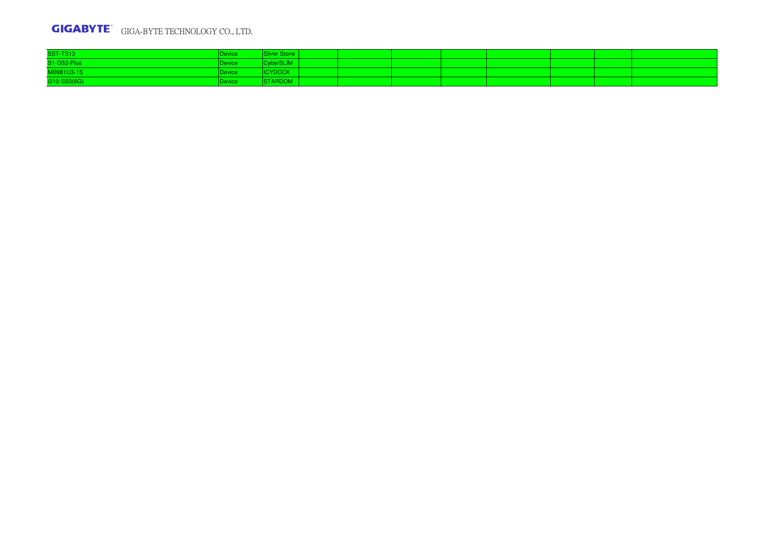| | | | | | | | | | | |
|---|---|---|---|---|---|---|---|---|---|---|
| SST-TS13 | Device | Silver Stone | | | | | | | | |
| S1-DS3-Plus | Device | CyberSLIM | | | | | | | | |
| MB981U3-1S | Device | ICYDOCK | | | | | | | | |
| i310-SB3(6G) | Device | STARDOM | | | | | | | | |